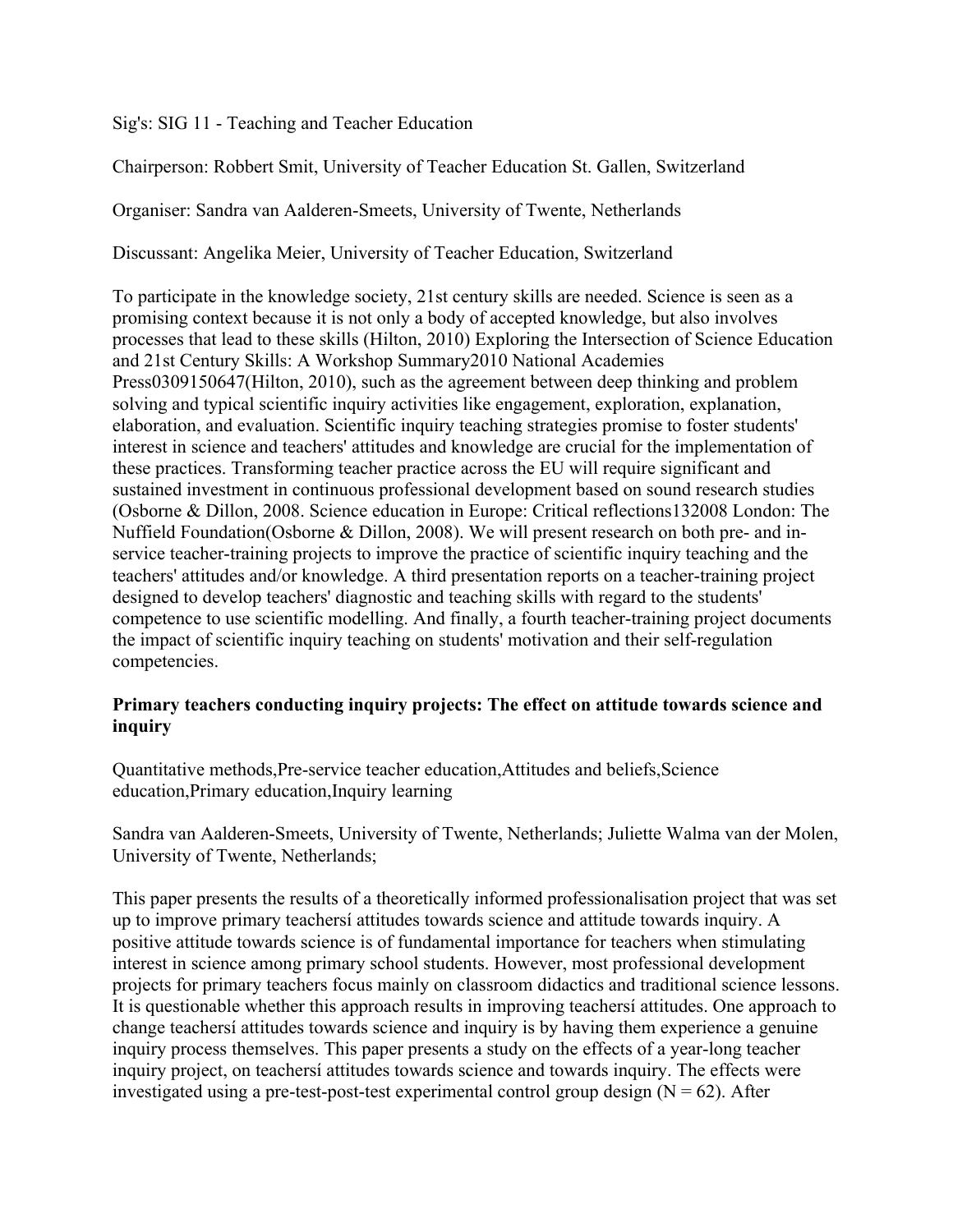Sig's: SIG 11 - Teaching and Teacher Education

Chairperson: Robbert Smit, University of Teacher Education St. Gallen, Switzerland

Organiser: Sandra van Aalderen-Smeets, University of Twente, Netherlands

Discussant: Angelika Meier, University of Teacher Education, Switzerland

To participate in the knowledge society, 21st century skills are needed. Science is seen as a promising context because it is not only a body of accepted knowledge, but also involves processes that lead to these skills (Hilton, 2010) Exploring the Intersection of Science Education and 21st Century Skills: A Workshop Summary2010 National Academies Press0309150647(Hilton, 2010), such as the agreement between deep thinking and problem solving and typical scientific inquiry activities like engagement, exploration, explanation, elaboration, and evaluation. Scientific inquiry teaching strategies promise to foster students' interest in science and teachers' attitudes and knowledge are crucial for the implementation of these practices. Transforming teacher practice across the EU will require significant and sustained investment in continuous professional development based on sound research studies (Osborne & Dillon, 2008. Science education in Europe: Critical reflections132008 London: The Nuffield Foundation(Osborne & Dillon, 2008). We will present research on both pre- and in-service teacher-training projects to improve the practice of scientific inquiry teaching and the teachers' attitudes and/or knowledge. A third presentation reports on a teacher-training project designed to develop teachers' diagnostic and teaching skills with regard to the students' competence to use scientific modelling. And finally, a fourth teacher-training project documents the impact of scientific inquiry teaching on students' motivation and their self-regulation competencies.

**Primary teachers conducting inquiry projects: The effect on attitude towards science and inquiry**

Quantitative methods,Pre-service teacher education,Attitudes and beliefs,Science education,Primary education,Inquiry learning

Sandra van Aalderen-Smeets, University of Twente, Netherlands; Juliette Walma van der Molen, University of Twente, Netherlands;

This paper presents the results of a theoretically informed professionalisation project that was set up to improve primary teachersí attitudes towards science and attitude towards inquiry. A positive attitude towards science is of fundamental importance for teachers when stimulating interest in science among primary school students. However, most professional development projects for primary teachers focus mainly on classroom didactics and traditional science lessons. It is questionable whether this approach results in improving teachersí attitudes. One approach to change teachersí attitudes towards science and inquiry is by having them experience a genuine inquiry process themselves. This paper presents a study on the effects of a year-long teacher inquiry project, on teachersí attitudes towards science and towards inquiry. The effects were investigated using a pre-test-post-test experimental control group design (N = 62). After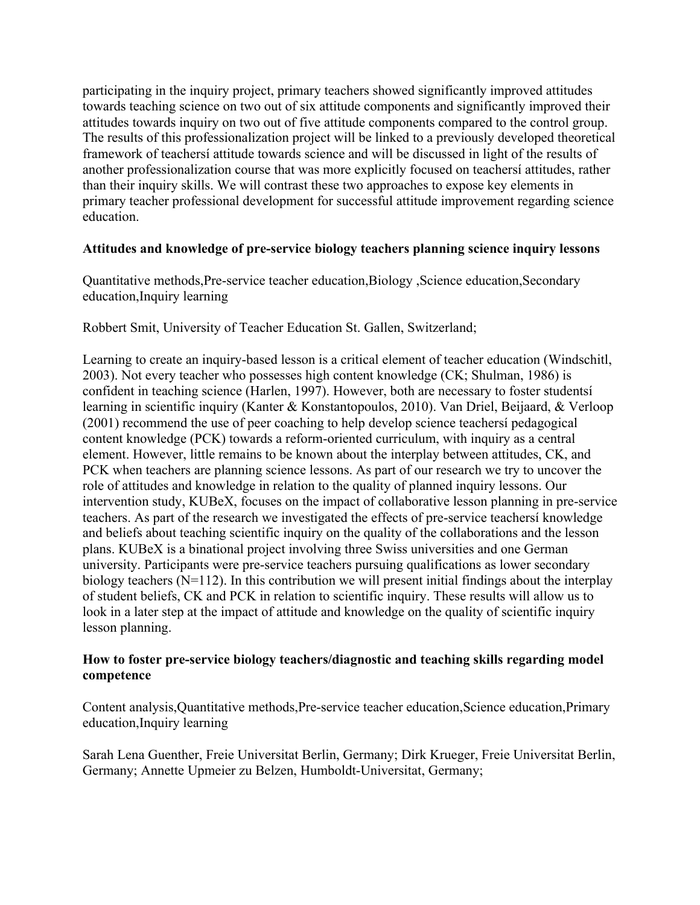participating in the inquiry project, primary teachers showed significantly improved attitudes towards teaching science on two out of six attitude components and significantly improved their attitudes towards inquiry on two out of five attitude components compared to the control group. The results of this professionalization project will be linked to a previously developed theoretical framework of teachersí attitude towards science and will be discussed in light of the results of another professionalization course that was more explicitly focused on teachersí attitudes, rather than their inquiry skills. We will contrast these two approaches to expose key elements in primary teacher professional development for successful attitude improvement regarding science education.

**Attitudes and knowledge of pre-service biology teachers planning science inquiry lessons**

Quantitative methods,Pre-service teacher education,Biology ,Science education,Secondary education,Inquiry learning

Robbert Smit, University of Teacher Education St. Gallen, Switzerland;

Learning to create an inquiry-based lesson is a critical element of teacher education (Windschitl, 2003). Not every teacher who possesses high content knowledge (CK; Shulman, 1986) is confident in teaching science (Harlen, 1997). However, both are necessary to foster studentsí learning in scientific inquiry (Kanter & Konstantopoulos, 2010). Van Driel, Beijaard, & Verloop (2001) recommend the use of peer coaching to help develop science teachersí pedagogical content knowledge (PCK) towards a reform-oriented curriculum, with inquiry as a central element. However, little remains to be known about the interplay between attitudes, CK, and PCK when teachers are planning science lessons. As part of our research we try to uncover the role of attitudes and knowledge in relation to the quality of planned inquiry lessons. Our intervention study, KUBeX, focuses on the impact of collaborative lesson planning in pre-service teachers. As part of the research we investigated the effects of pre-service teachersí knowledge and beliefs about teaching scientific inquiry on the quality of the collaborations and the lesson plans. KUBeX is a binational project involving three Swiss universities and one German university. Participants were pre-service teachers pursuing qualifications as lower secondary biology teachers (N=112). In this contribution we will present initial findings about the interplay of student beliefs, CK and PCK in relation to scientific inquiry. These results will allow us to look in a later step at the impact of attitude and knowledge on the quality of scientific inquiry lesson planning.

**How to foster pre-service biology teachers/diagnostic and teaching skills regarding model competence**

Content analysis,Quantitative methods,Pre-service teacher education,Science education,Primary education,Inquiry learning

Sarah Lena Guenther, Freie Universitat Berlin, Germany; Dirk Krueger, Freie Universitat Berlin, Germany; Annette Upmeier zu Belzen, Humboldt-Universitat, Germany;